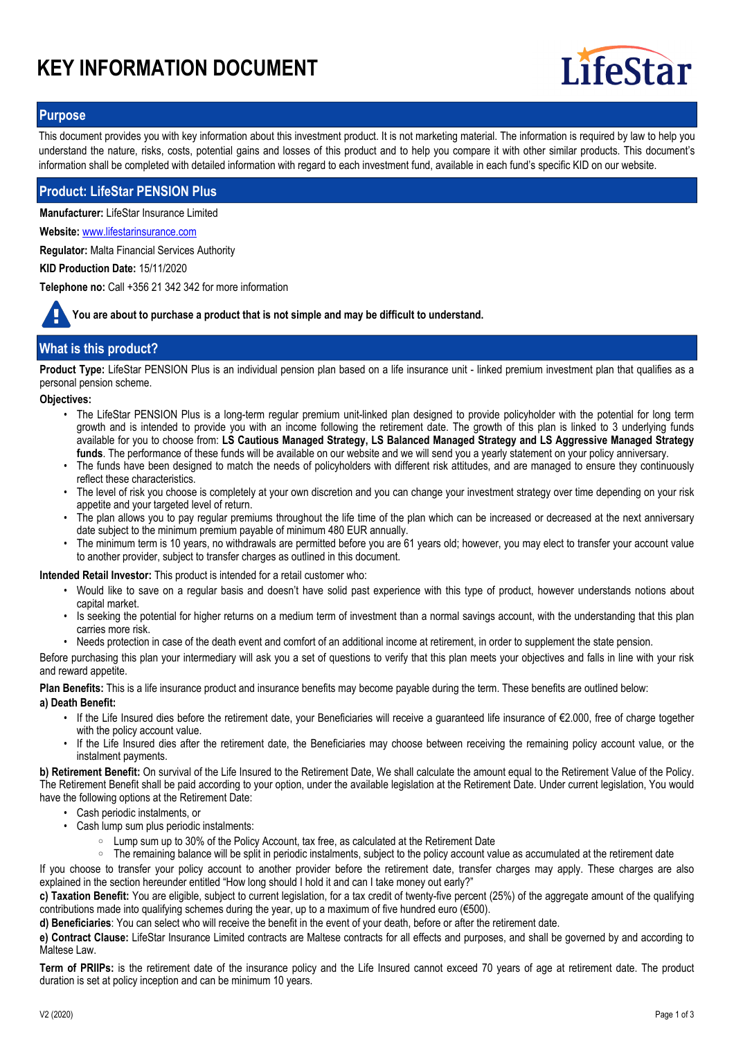# KEY INFORMATION DOCUMENT

## Purpose

This document provides you with key information about this investment product. It is not marketing material. The information is required by law to help you understand the nature, risks, costs, potential gains and losses of this product and to help you compare it with other similar products. This document's information shall be completed with detailed information with regard to each investment fund, available in each fund's specific KID on our website.

## Product: LifeStar PENSION Plus

**Manufacturer:** LifeStar Insurance Limited

**Website:** www.lifestarinsurance.com

**Regulator:** Malta Financial Services Authority

**KID Production Date:** 15/11/2020

**Telephone no:** Call +356 21 342 342 for more information

**You are about to purchase a product that is not simple and may be difficult to understand.**

## What is this product?

**Product Type:** LifeStar PENSION Plus is an individual pension plan based on a life insurance unit - linked premium investment plan that qualifies as a personal pension scheme.

**Objectives:**

- The LifeStar PENSION Plus is a long-term regular premium unit-linked plan designed to provide policyholder with the potential for long term growth and is intended to provide you with an income following the retirement date. The growth of this plan is linked to 3 underlying funds available for you to choose from: **LS Cautious Managed Strategy, LS Balanced Managed Strategy and LS Aggressive Managed Strategy funds**. The performance of these funds will be available on our website and we will send you a yearly statement on your policy anniversary.
- The funds have been designed to match the needs of policyholders with different risk attitudes, and are managed to ensure they continuously reflect these characteristics.
- The level of risk you choose is completely at your own discretion and you can change your investment strategy over time depending on your risk appetite and your targeted level of return.
- The plan allows you to pay regular premiums throughout the life time of the plan which can be increased or decreased at the next anniversary date subject to the minimum premium payable of minimum 480 EUR annually.
- The minimum term is 10 years, no withdrawals are permitted before you are 61 years old; however, you may elect to transfer your account value to another provider, subject to transfer charges as outlined in this document.

**Intended Retail Investor:** This product is intended for a retail customer who:

- Would like to save on a regular basis and doesn't have solid past experience with this type of product, however understands notions about capital market.
- Is seeking the potential for higher returns on a medium term of investment than a normal savings account, with the understanding that this plan carries more risk.
- Needs protection in case of the death event and comfort of an additional income at retirement, in order to supplement the state pension.

Before purchasing this plan your intermediary will ask you a set of questions to verify that this plan meets your objectives and falls in line with your risk and reward appetite.

**Plan Benefits:** This is a life insurance product and insurance benefits may become payable during the term. These benefits are outlined below:

**a) Death Benefit:**

- If the Life Insured dies before the retirement date, your Beneficiaries will receive a guaranteed life insurance of €2.000, free of charge together with the policy account value.
- If the Life Insured dies after the retirement date, the Beneficiaries may choose between receiving the remaining policy account value, or the instalment payments.

**b) Retirement Benefit:** On survival of the Life Insured to the Retirement Date, We shall calculate the amount equal to the Retirement Value of the Policy. The Retirement Benefit shall be paid according to your option, under the available legislation at the Retirement Date. Under current legislation, You would have the following options at the Retirement Date:

- Cash periodic instalments, or
- Cash lump sum plus periodic instalments:
  - Lump sum up to 30% of the Policy Account, tax free, as calculated at the Retirement Date
  - The remaining balance will be split in periodic instalments, subject to the policy account value as accumulated at the retirement date

If you choose to transfer your policy account to another provider before the retirement date, transfer charges may apply. These charges are also explained in the section hereunder entitled "How long should I hold it and can I take money out early?"

**c) Taxation Benefit:** You are eligible, subject to current legislation, for a tax credit of twenty-five percent (25%) of the aggregate amount of the qualifying contributions made into qualifying schemes during the year, up to a maximum of five hundred euro (€500).

**d) Beneficiaries**: You can select who will receive the benefit in the event of your death, before or after the retirement date.

**e) Contract Clause:** LifeStar Insurance Limited contracts are Maltese contracts for all effects and purposes, and shall be governed by and according to Maltese Law.

**Term of PRIIPs:** is the retirement date of the insurance policy and the Life Insured cannot exceed 70 years of age at retirement date. The product duration is set at policy inception and can be minimum 10 years.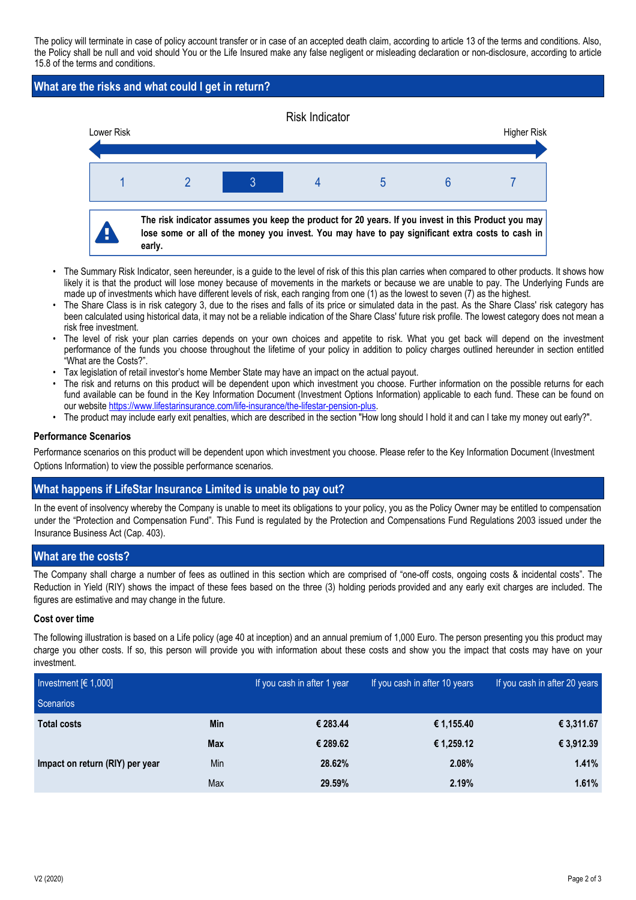The policy will terminate in case of policy account transfer or in case of an accepted death claim, according to article 13 of the terms and conditions. Also, the Policy shall be null and void should You or the Life Insured make any false negligent or misleading declaration or non-disclosure, according to article 15.8 of the terms and conditions.

## What are the risks and what could I get in return?

Risk Indicator

Lower Risk — Higher Risk

| 1 | 2 | **3** | 4 | 5 | 6 | 7 |
|---|---|---|---|---|---|---|

**The risk indicator assumes you keep the product for 20 years. If you invest in this Product you may lose some or all of the money you invest. You may have to pay significant extra costs to cash in early.**

- The Summary Risk Indicator, seen hereunder, is a guide to the level of risk of this this plan carries when compared to other products. It shows how likely it is that the product will lose money because of movements in the markets or because we are unable to pay. The Underlying Funds are made up of investments which have different levels of risk, each ranging from one (1) as the lowest to seven (7) as the highest.
- The Share Class is in risk category 3, due to the rises and falls of its price or simulated data in the past. As the Share Class' risk category has been calculated using historical data, it may not be a reliable indication of the Share Class' future risk profile. The lowest category does not mean a risk free investment.
- The level of risk your plan carries depends on your own choices and appetite to risk. What you get back will depend on the investment performance of the funds you choose throughout the lifetime of your policy in addition to policy charges outlined hereunder in section entitled "What are the Costs?".
- Tax legislation of retail investor's home Member State may have an impact on the actual payout.
- The risk and returns on this product will be dependent upon which investment you choose. Further information on the possible returns for each fund available can be found in the Key Information Document (Investment Options Information) applicable to each fund. These can be found on our website https://www.lifestarinsurance.com/life-insurance/the-lifestar-pension-plus.
- The product may include early exit penalties, which are described in the section "How long should I hold it and can I take my money out early?".

### Performance Scenarios

Performance scenarios on this product will be dependent upon which investment you choose. Please refer to the Key Information Document (Investment Options Information) to view the possible performance scenarios.

## What happens if LifeStar Insurance Limited is unable to pay out?

In the event of insolvency whereby the Company is unable to meet its obligations to your policy, you as the Policy Owner may be entitled to compensation under the "Protection and Compensation Fund". This Fund is regulated by the Protection and Compensations Fund Regulations 2003 issued under the Insurance Business Act (Cap. 403).

## What are the costs?

The Company shall charge a number of fees as outlined in this section which are comprised of "one-off costs, ongoing costs & incidental costs". The Reduction in Yield (RIY) shows the impact of these fees based on the three (3) holding periods provided and any early exit charges are included. The figures are estimative and may change in the future.

### Cost over time

The following illustration is based on a Life policy (age 40 at inception) and an annual premium of 1,000 Euro. The person presenting you this product may charge you other costs. If so, this person will provide you with information about these costs and show you the impact that costs may have on your investment.

| Investment [€ 1,000] | | If you cash in after 1 year | If you cash in after 10 years | If you cash in after 20 years |
|---|---|---|---|---|
| Scenarios | | | | |
| **Total costs** | **Min** | **€ 283.44** | **€ 1,155.40** | **€ 3,311.67** |
| | **Max** | **€ 289.62** | **€ 1,259.12** | **€ 3,912.39** |
| **Impact on return (RIY) per year** | Min | **28.62%** | **2.08%** | **1.41%** |
| | Max | **29.59%** | **2.19%** | **1.61%** |

V2 (2020)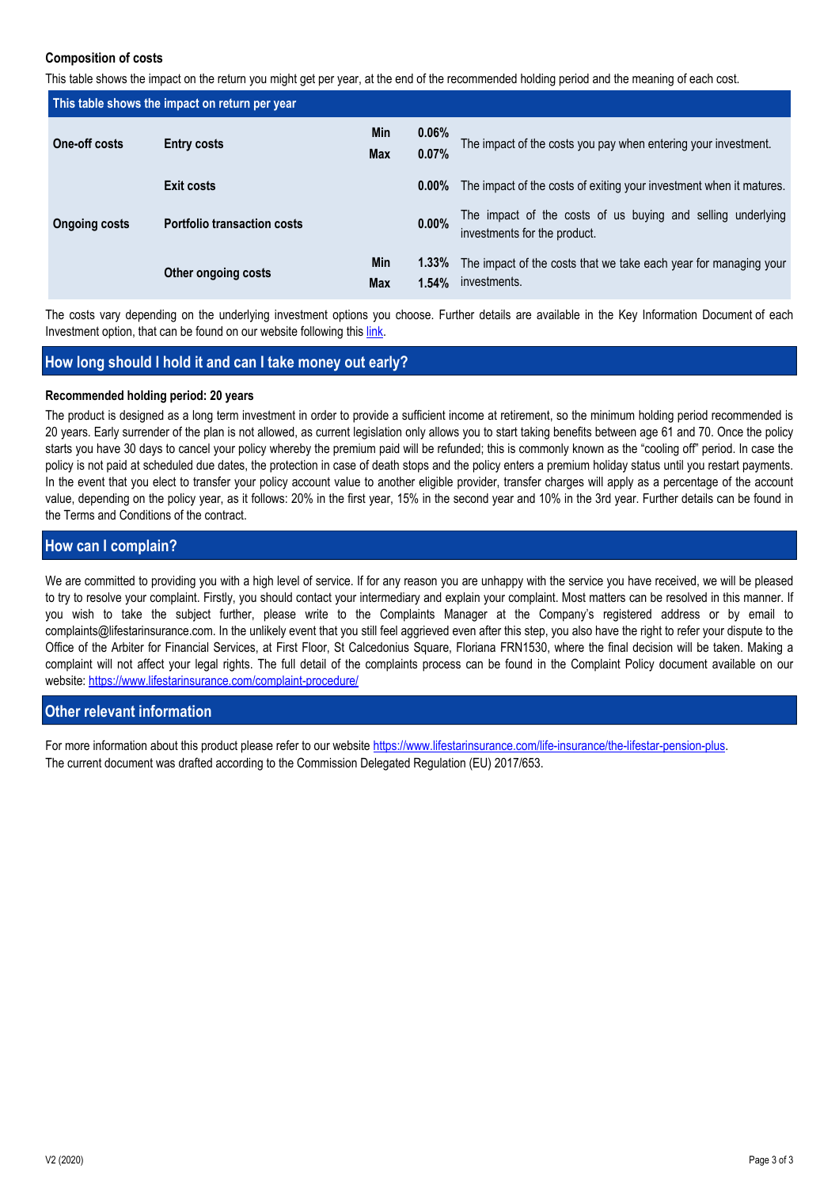**Composition of costs**

This table shows the impact on the return you might get per year, at the end of the recommended holding period and the meaning of each cost.

| This table shows the impact on return per year | | | | |
|---|---|---|---|---|
| One-off costs | Entry costs | Min<br>Max | 0.06%<br>0.07% | The impact of the costs you pay when entering your investment. |
| | Exit costs | | 0.00% | The impact of the costs of exiting your investment when it matures. |
| Ongoing costs | Portfolio transaction costs | | 0.00% | The impact of the costs of us buying and selling underlying investments for the product. |
| | Other ongoing costs | Min<br>Max | 1.33%<br>1.54% | The impact of the costs that we take each year for managing your investments. |

The costs vary depending on the underlying investment options you choose. Further details are available in the Key Information Document of each Investment option, that can be found on our website following this link.

## How long should I hold it and can I take money out early?

**Recommended holding period: 20 years**

The product is designed as a long term investment in order to provide a sufficient income at retirement, so the minimum holding period recommended is 20 years. Early surrender of the plan is not allowed, as current legislation only allows you to start taking benefits between age 61 and 70. Once the policy starts you have 30 days to cancel your policy whereby the premium paid will be refunded; this is commonly known as the "cooling off" period. In case the policy is not paid at scheduled due dates, the protection in case of death stops and the policy enters a premium holiday status until you restart payments. In the event that you elect to transfer your policy account value to another eligible provider, transfer charges will apply as a percentage of the account value, depending on the policy year, as it follows: 20% in the first year, 15% in the second year and 10% in the 3rd year. Further details can be found in the Terms and Conditions of the contract.

## How can I complain?

We are committed to providing you with a high level of service. If for any reason you are unhappy with the service you have received, we will be pleased to try to resolve your complaint. Firstly, you should contact your intermediary and explain your complaint. Most matters can be resolved in this manner. If you wish to take the subject further, please write to the Complaints Manager at the Company's registered address or by email to complaints@lifestarinsurance.com. In the unlikely event that you still feel aggrieved even after this step, you also have the right to refer your dispute to the Office of the Arbiter for Financial Services, at First Floor, St Calcedonius Square, Floriana FRN1530, where the final decision will be taken. Making a complaint will not affect your legal rights. The full detail of the complaints process can be found in the Complaint Policy document available on our website: https://www.lifestarinsurance.com/complaint-procedure/

## Other relevant information

For more information about this product please refer to our website https://www.lifestarinsurance.com/life-insurance/the-lifestar-pension-plus.
The current document was drafted according to the Commission Delegated Regulation (EU) 2017/653.

V2 (2020)